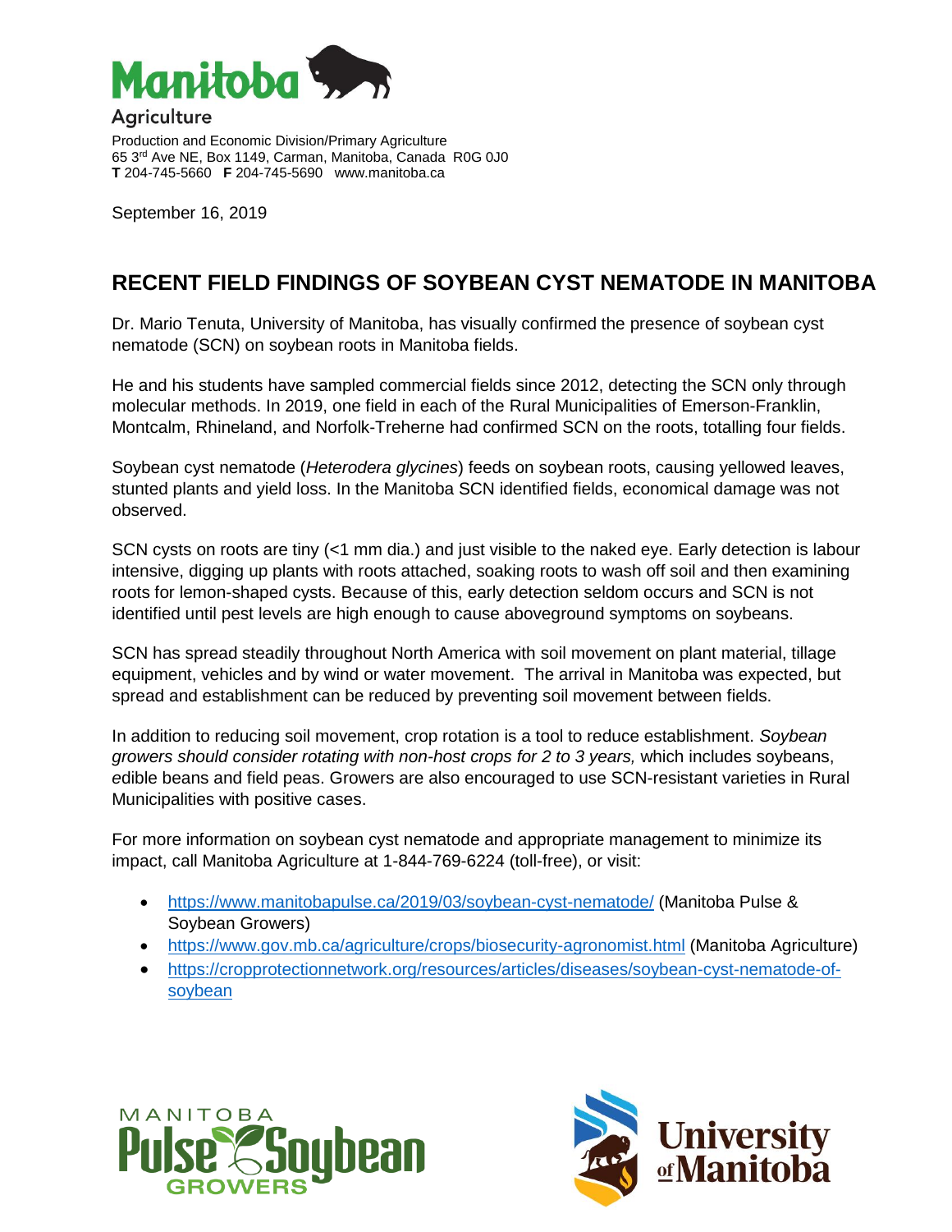Manitoba Agriculture

Production and Economic Division/Primary Agriculture
65 3rd Ave NE, Box 1149, Carman, Manitoba, Canada R0G 0J0
**T** 204-745-5660 **F** 204-745-5690 www.manitoba.ca

September 16, 2019

# RECENT FIELD FINDINGS OF SOYBEAN CYST NEMATODE IN MANITOBA

Dr. Mario Tenuta, University of Manitoba, has visually confirmed the presence of soybean cyst nematode (SCN) on soybean roots in Manitoba fields.

He and his students have sampled commercial fields since 2012, detecting the SCN only through molecular methods. In 2019, one field in each of the Rural Municipalities of Emerson-Franklin, Montcalm, Rhineland, and Norfolk-Treherne had confirmed SCN on the roots, totalling four fields.

Soybean cyst nematode (*Heterodera glycines*) feeds on soybean roots, causing yellowed leaves, stunted plants and yield loss. In the Manitoba SCN identified fields, economical damage was not observed.

SCN cysts on roots are tiny (<1 mm dia.) and just visible to the naked eye. Early detection is labour intensive, digging up plants with roots attached, soaking roots to wash off soil and then examining roots for lemon-shaped cysts. Because of this, early detection seldom occurs and SCN is not identified until pest levels are high enough to cause aboveground symptoms on soybeans.

SCN has spread steadily throughout North America with soil movement on plant material, tillage equipment, vehicles and by wind or water movement. The arrival in Manitoba was expected, but spread and establishment can be reduced by preventing soil movement between fields.

In addition to reducing soil movement, crop rotation is a tool to reduce establishment. *Soybean growers should consider rotating with non-host crops for 2 to 3 years,* which includes soybeans, edible beans and field peas. Growers are also encouraged to use SCN-resistant varieties in Rural Municipalities with positive cases.

For more information on soybean cyst nematode and appropriate management to minimize its impact, call Manitoba Agriculture at 1-844-769-6224 (toll-free), or visit:

- https://www.manitobapulse.ca/2019/03/soybean-cyst-nematode/ (Manitoba Pulse & Soybean Growers)
- https://www.gov.mb.ca/agriculture/crops/biosecurity-agronomist.html (Manitoba Agriculture)
- https://cropprotectionnetwork.org/resources/articles/diseases/soybean-cyst-nematode-of-soybean

Manitoba Pulse Soybean Growers

University of Manitoba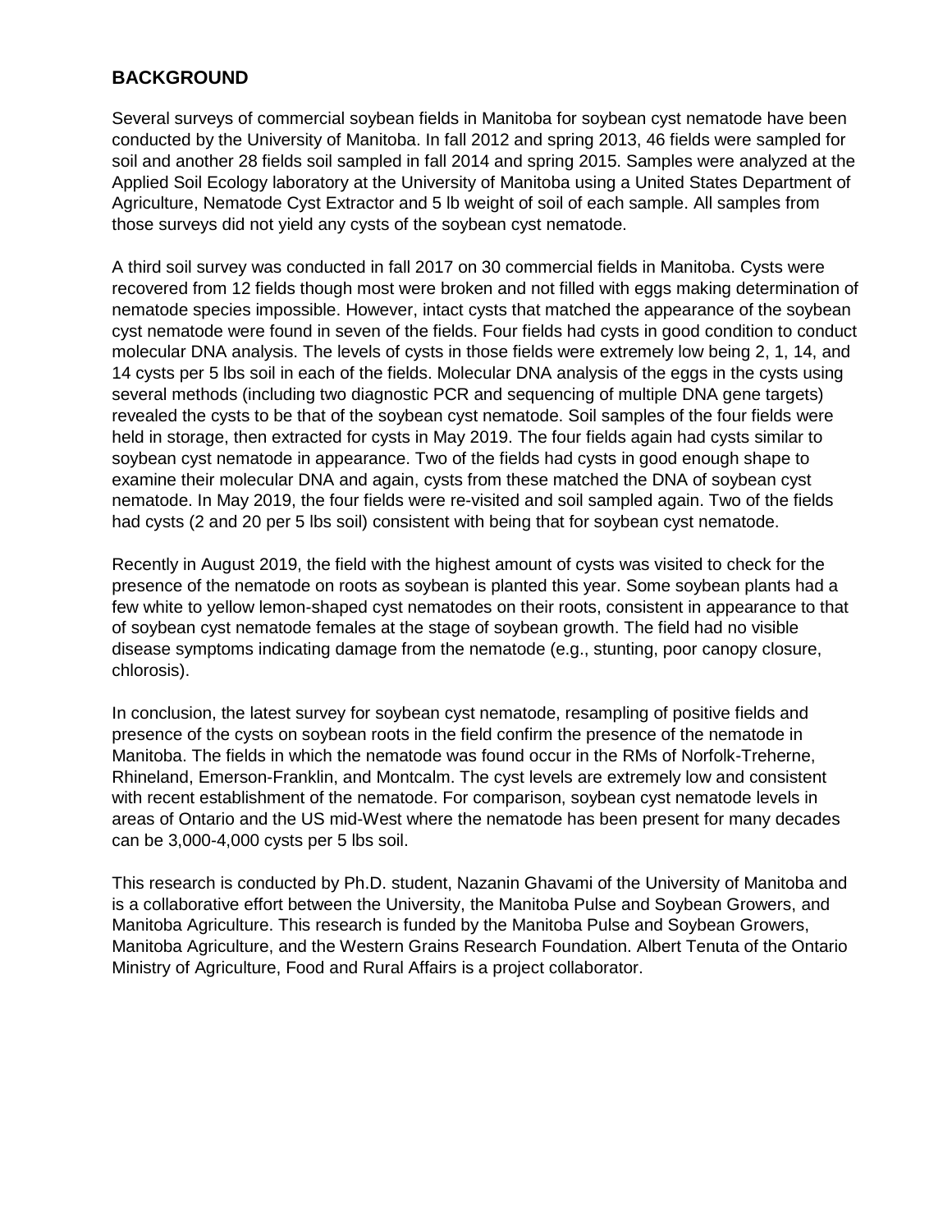## BACKGROUND

Several surveys of commercial soybean fields in Manitoba for soybean cyst nematode have been conducted by the University of Manitoba. In fall 2012 and spring 2013, 46 fields were sampled for soil and another 28 fields soil sampled in fall 2014 and spring 2015. Samples were analyzed at the Applied Soil Ecology laboratory at the University of Manitoba using a United States Department of Agriculture, Nematode Cyst Extractor and 5 lb weight of soil of each sample. All samples from those surveys did not yield any cysts of the soybean cyst nematode.

A third soil survey was conducted in fall 2017 on 30 commercial fields in Manitoba. Cysts were recovered from 12 fields though most were broken and not filled with eggs making determination of nematode species impossible. However, intact cysts that matched the appearance of the soybean cyst nematode were found in seven of the fields. Four fields had cysts in good condition to conduct molecular DNA analysis. The levels of cysts in those fields were extremely low being 2, 1, 14, and 14 cysts per 5 lbs soil in each of the fields. Molecular DNA analysis of the eggs in the cysts using several methods (including two diagnostic PCR and sequencing of multiple DNA gene targets) revealed the cysts to be that of the soybean cyst nematode. Soil samples of the four fields were held in storage, then extracted for cysts in May 2019. The four fields again had cysts similar to soybean cyst nematode in appearance. Two of the fields had cysts in good enough shape to examine their molecular DNA and again, cysts from these matched the DNA of soybean cyst nematode. In May 2019, the four fields were re-visited and soil sampled again. Two of the fields had cysts (2 and 20 per 5 lbs soil) consistent with being that for soybean cyst nematode.

Recently in August 2019, the field with the highest amount of cysts was visited to check for the presence of the nematode on roots as soybean is planted this year. Some soybean plants had a few white to yellow lemon-shaped cyst nematodes on their roots, consistent in appearance to that of soybean cyst nematode females at the stage of soybean growth. The field had no visible disease symptoms indicating damage from the nematode (e.g., stunting, poor canopy closure, chlorosis).

In conclusion, the latest survey for soybean cyst nematode, resampling of positive fields and presence of the cysts on soybean roots in the field confirm the presence of the nematode in Manitoba. The fields in which the nematode was found occur in the RMs of Norfolk-Treherne, Rhineland, Emerson-Franklin, and Montcalm. The cyst levels are extremely low and consistent with recent establishment of the nematode. For comparison, soybean cyst nematode levels in areas of Ontario and the US mid-West where the nematode has been present for many decades can be 3,000-4,000 cysts per 5 lbs soil.

This research is conducted by Ph.D. student, Nazanin Ghavami of the University of Manitoba and is a collaborative effort between the University, the Manitoba Pulse and Soybean Growers, and Manitoba Agriculture. This research is funded by the Manitoba Pulse and Soybean Growers, Manitoba Agriculture, and the Western Grains Research Foundation. Albert Tenuta of the Ontario Ministry of Agriculture, Food and Rural Affairs is a project collaborator.